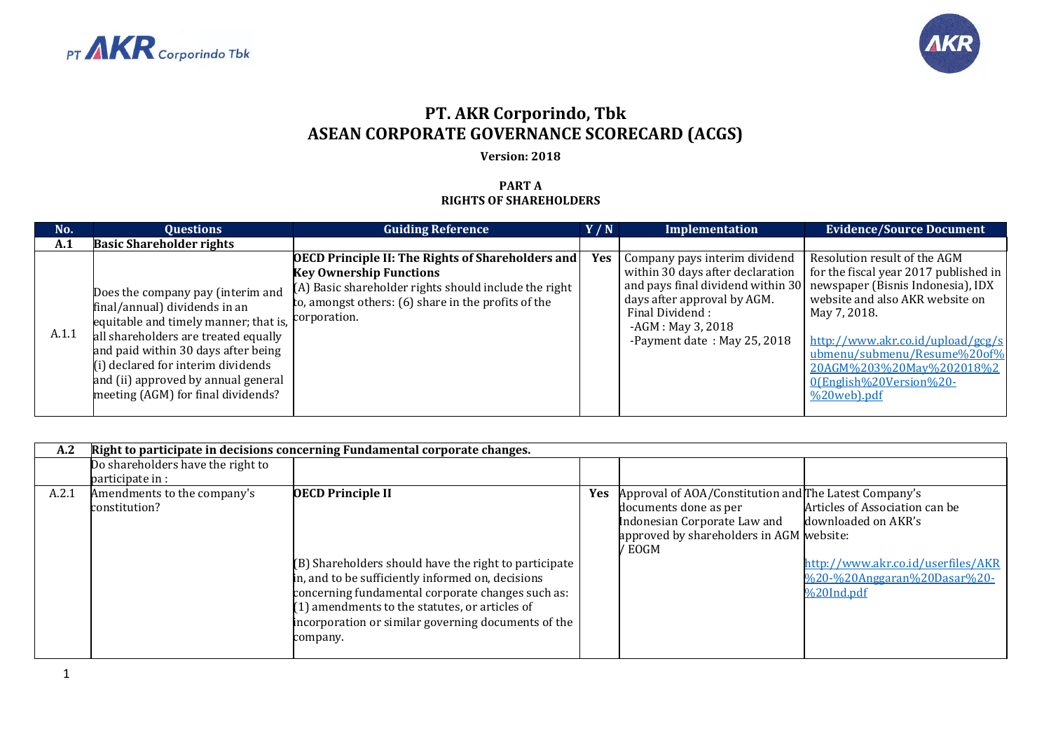# PT. AKR Corporindo, Tbk
# ASEAN CORPORATE GOVERNANCE SCORECARD (ACGS)

**Version: 2018**

## PART A
## RIGHTS OF SHAREHOLDERS

| No. | Questions | Guiding Reference | Y / N | Implementation | Evidence/Source Document |
|---|---|---|---|---|---|
| **A.1** | **Basic Shareholder rights** | | | | |
| A.1.1 | Does the company pay (interim and final/annual) dividends in an equitable and timely manner; that is, all shareholders are treated equally and paid within 30 days after being (i) declared for interim dividends and (ii) approved by annual general meeting (AGM) for final dividends? | **OECD Principle II: The Rights of Shareholders and Key Ownership Functions**<br>(A) Basic shareholder rights should include the right to, amongst others: (6) share in the profits of the corporation. | **Yes** | Company pays interim dividend within 30 days after declaration and pays final dividend within 30 days after approval by AGM.<br>Final Dividend :<br>-AGM : May 3, 2018<br>-Payment date : May 25, 2018 | Resolution result of the AGM for the fiscal year 2017 published in newspaper (Bisnis Indonesia), IDX website and also AKR website on May 7, 2018.<br><br>http://www.akr.co.id/upload/gcg/submenu/submenu/Resume%20of%20AGM%203%20May%202018%20(English%20Version%20-%20web).pdf |

| **A.2** | **Right to participate in decisions concerning Fundamental corporate changes.** | | | | |
|---|---|---|---|---|---|
| | Do shareholders have the right to participate in : | | | | |
| A.2.1 | Amendments to the company's constitution? | **OECD Principle II**<br><br>(B) Shareholders should have the right to participate in, and to be sufficiently informed on, decisions concerning fundamental corporate changes such as: (1) amendments to the statutes, or articles of incorporation or similar governing documents of the company. | **Yes** | Approval of AOA/Constitution and documents done as per Indonesian Corporate Law and approved by shareholders in AGM / EOGM | The Latest Company's Articles of Association can be downloaded on AKR's website:<br><br>http://www.akr.co.id/userfiles/AKR%20-%20Anggaran%20Dasar%20-%20Ind.pdf |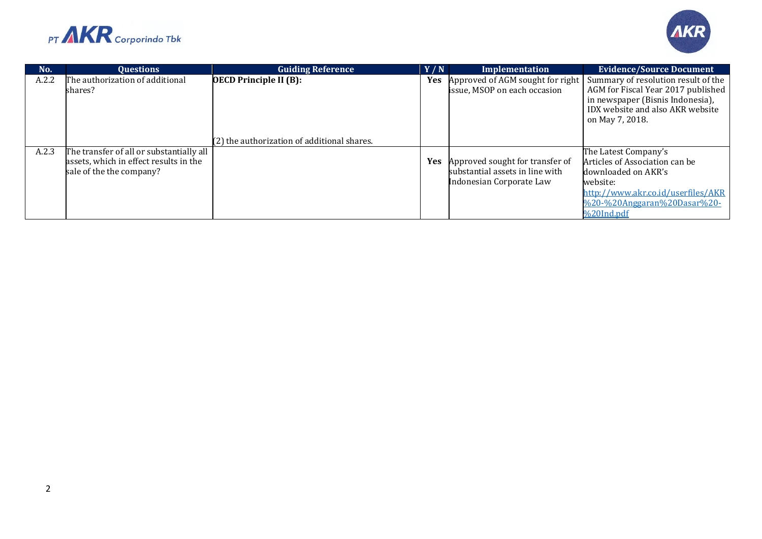| No. | Questions | Guiding Reference | Y / N | Implementation | Evidence/Source Document |
|---|---|---|---|---|---|
| A.2.2 | The authorization of additional shares? | **OECD Principle II (B):**<br><br>(2) the authorization of additional shares. | **Yes** | Approved of AGM sought for right issue, MSOP on each occasion | Summary of resolution result of the AGM for Fiscal Year 2017 published in newspaper (Bisnis Indonesia), IDX website and also AKR website on May 7, 2018. |
| A.2.3 | The transfer of all or substantially all assets, which in effect results in the sale of the the company? | | **Yes** | Approved sought for transfer of substantial assets in line with Indonesian Corporate Law | The Latest Company's Articles of Association can be downloaded on AKR's website: [http://www.akr.co.id/userfiles/AKR%20-%20Anggaran%20Dasar%20-%20Ind.pdf](http://www.akr.co.id/userfiles/AKR%20-%20Anggaran%20Dasar%20-%20Ind.pdf) |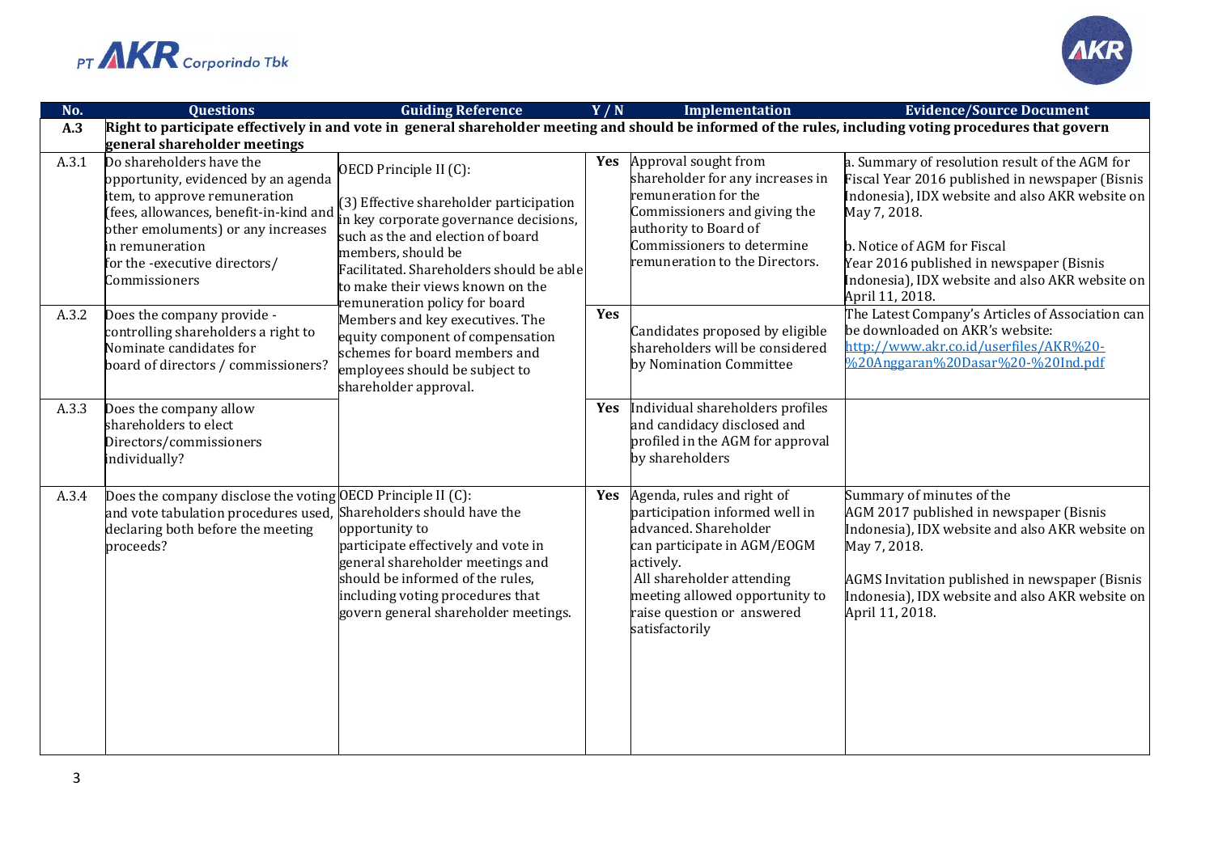| No. | Questions | Guiding Reference | Y / N | Implementation | Evidence/Source Document |
|---|---|---|---|---|---|
| **A.3** | **Right to participate effectively in and vote in general shareholder meeting and should be informed of the rules, including voting procedures that govern general shareholder meetings** | | | | |
| A.3.1 | Do shareholders have the opportunity, evidenced by an agenda item, to approve remuneration (fees, allowances, benefit-in-kind and other emoluments) or any increases in remuneration for the -executive directors/ Commissioners | OECD Principle II (C): (3) Effective shareholder participation in key corporate governance decisions, such as the and election of board members, should be Facilitated. Shareholders should be able to make their views known on the remuneration policy for board Members and key executives. The equity component of compensation schemes for board members and employees should be subject to shareholder approval. | **Yes** | Approval sought from shareholder for any increases in remuneration for the Commissioners and giving the authority to Board of Commissioners to determine remuneration to the Directors. | a. Summary of resolution result of the AGM for Fiscal Year 2016 published in newspaper (Bisnis Indonesia), IDX website and also AKR website on May 7, 2018. b. Notice of AGM for Fiscal Year 2016 published in newspaper (Bisnis Indonesia), IDX website and also AKR website on April 11, 2018. |
| A.3.2 | Does the company provide - controlling shareholders a right to Nominate candidates for board of directors / commissioners? | | **Yes** | Candidates proposed by eligible shareholders will be considered by Nomination Committee | The Latest Company's Articles of Association can be downloaded on AKR's website: http://www.akr.co.id/userfiles/AKR%20-%20Anggaran%20Dasar%20-%20Ind.pdf |
| A.3.3 | Does the company allow shareholders to elect Directors/commissioners individually? | | **Yes** | Individual shareholders profiles and candidacy disclosed and profiled in the AGM for approval by shareholders | |
| A.3.4 | Does the company disclose the voting and vote tabulation procedures used, declaring both before the meeting proceeds? | OECD Principle II (C): Shareholders should have the opportunity to participate effectively and vote in general shareholder meetings and should be informed of the rules, including voting procedures that govern general shareholder meetings. | **Yes** | Agenda, rules and right of participation informed well in advanced. Shareholder can participate in AGM/EOGM actively. All shareholder attending meeting allowed opportunity to raise question or answered satisfactorily | Summary of minutes of the AGM 2017 published in newspaper (Bisnis Indonesia), IDX website and also AKR website on May 7, 2018. AGMS Invitation published in newspaper (Bisnis Indonesia), IDX website and also AKR website on April 11, 2018. |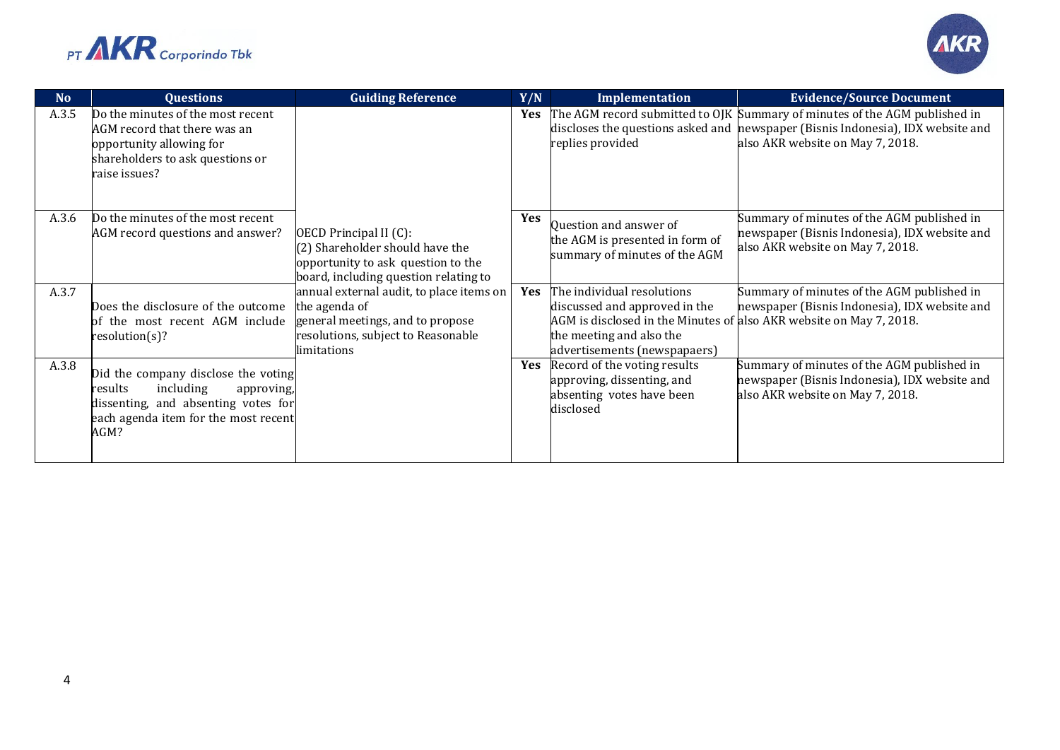| No | Questions | Guiding Reference | Y/N | Implementation | Evidence/Source Document |
|---|---|---|---|---|---|
| A.3.5 | Do the minutes of the most recent AGM record that there was an opportunity allowing for shareholders to ask questions or raise issues? | OECD Principal II (C): (2) Shareholder should have the opportunity to ask question to the board, including question relating to annual external audit, to place items on the agenda of general meetings, and to propose resolutions, subject to Reasonable limitations | Yes | The AGM record submitted to OJK discloses the questions asked and replies provided | Summary of minutes of the AGM published in newspaper (Bisnis Indonesia), IDX website and also AKR website on May 7, 2018. |
| A.3.6 | Do the minutes of the most recent AGM record questions and answer? | | Yes | Question and answer of the AGM is presented in form of summary of minutes of the AGM | Summary of minutes of the AGM published in newspaper (Bisnis Indonesia), IDX website and also AKR website on May 7, 2018. |
| A.3.7 | Does the disclosure of the outcome of the most recent AGM include resolution(s)? | | Yes | The individual resolutions discussed and approved in the AGM is disclosed in the Minutes of the meeting and also the advertisements (newspapaers) | Summary of minutes of the AGM published in newspaper (Bisnis Indonesia), IDX website and also AKR website on May 7, 2018. |
| A.3.8 | Did the company disclose the voting results including approving, dissenting, and absenting votes for each agenda item for the most recent AGM? | | Yes | Record of the voting results approving, dissenting, and absenting votes have been disclosed | Summary of minutes of the AGM published in newspaper (Bisnis Indonesia), IDX website and also AKR website on May 7, 2018. |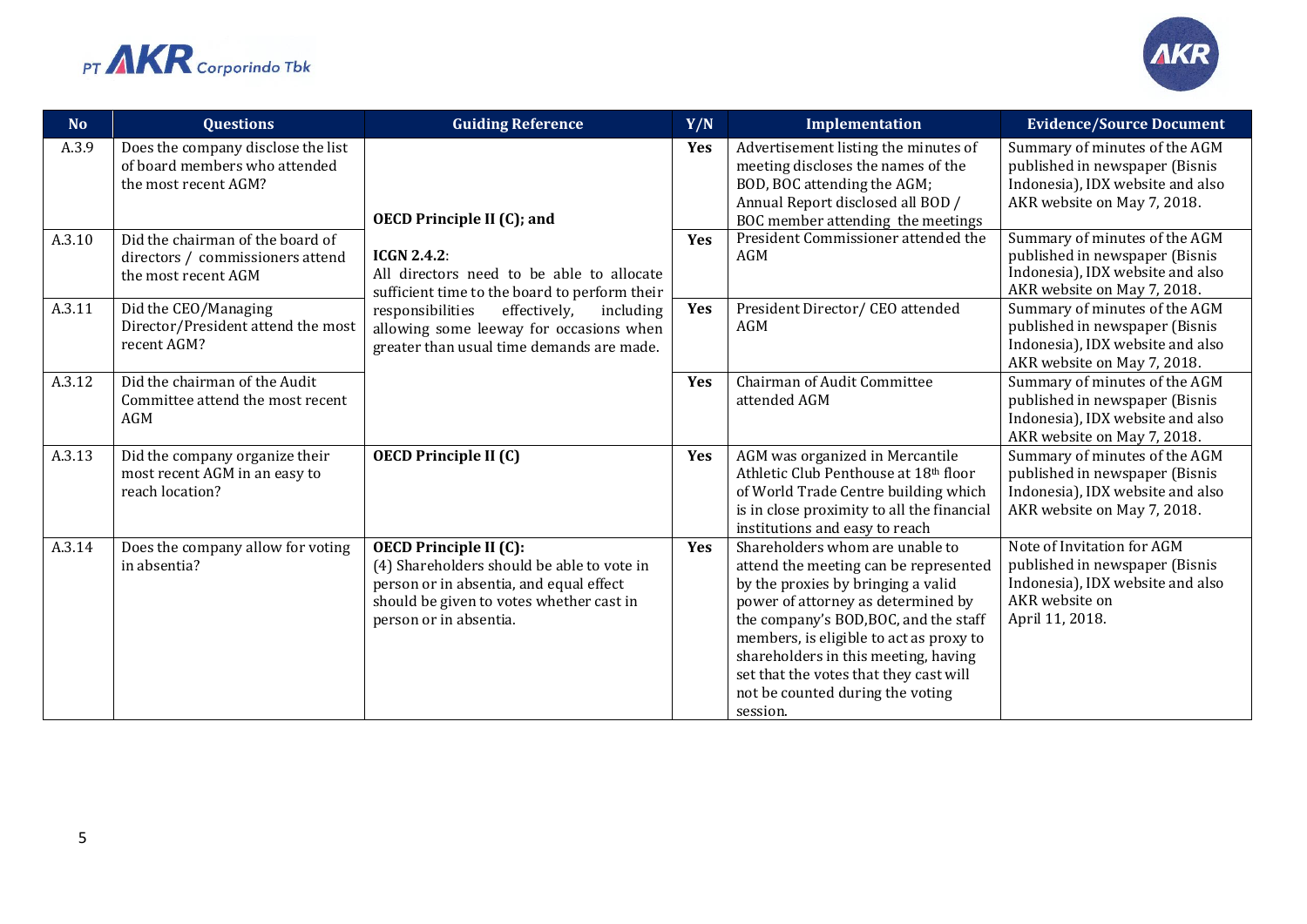| No | Questions | Guiding Reference | Y/N | Implementation | Evidence/Source Document |
|---|---|---|---|---|---|
| A.3.9 | Does the company disclose the list of board members who attended the most recent AGM? | **OECD Principle II (C); and** **ICGN 2.4.2**: All directors need to be able to allocate sufficient time to the board to perform their responsibilities effectively, including allowing some leeway for occasions when greater than usual time demands are made. | **Yes** | Advertisement listing the minutes of meeting discloses the names of the BOD, BOC attending the AGM; Annual Report disclosed all BOD / BOC member attending the meetings | Summary of minutes of the AGM published in newspaper (Bisnis Indonesia), IDX website and also AKR website on May 7, 2018. |
| A.3.10 | Did the chairman of the board of directors / commissioners attend the most recent AGM | | **Yes** | President Commissioner attended the AGM | Summary of minutes of the AGM published in newspaper (Bisnis Indonesia), IDX website and also AKR website on May 7, 2018. |
| A.3.11 | Did the CEO/Managing Director/President attend the most recent AGM? | | **Yes** | President Director/ CEO attended AGM | Summary of minutes of the AGM published in newspaper (Bisnis Indonesia), IDX website and also AKR website on May 7, 2018. |
| A.3.12 | Did the chairman of the Audit Committee attend the most recent AGM | | **Yes** | Chairman of Audit Committee attended AGM | Summary of minutes of the AGM published in newspaper (Bisnis Indonesia), IDX website and also AKR website on May 7, 2018. |
| A.3.13 | Did the company organize their most recent AGM in an easy to reach location? | **OECD Principle II (C)** | **Yes** | AGM was organized in Mercantile Athletic Club Penthouse at 18th floor of World Trade Centre building which is in close proximity to all the financial institutions and easy to reach | Summary of minutes of the AGM published in newspaper (Bisnis Indonesia), IDX website and also AKR website on May 7, 2018. |
| A.3.14 | Does the company allow for voting in absentia? | **OECD Principle II (C):** (4) Shareholders should be able to vote in person or in absentia, and equal effect should be given to votes whether cast in person or in absentia. | **Yes** | Shareholders whom are unable to attend the meeting can be represented by the proxies by bringing a valid power of attorney as determined by the company's BOD,BOC, and the staff members, is eligible to act as proxy to shareholders in this meeting, having set that the votes that they cast will not be counted during the voting session. | Note of Invitation for AGM published in newspaper (Bisnis Indonesia), IDX website and also AKR website on April 11, 2018. |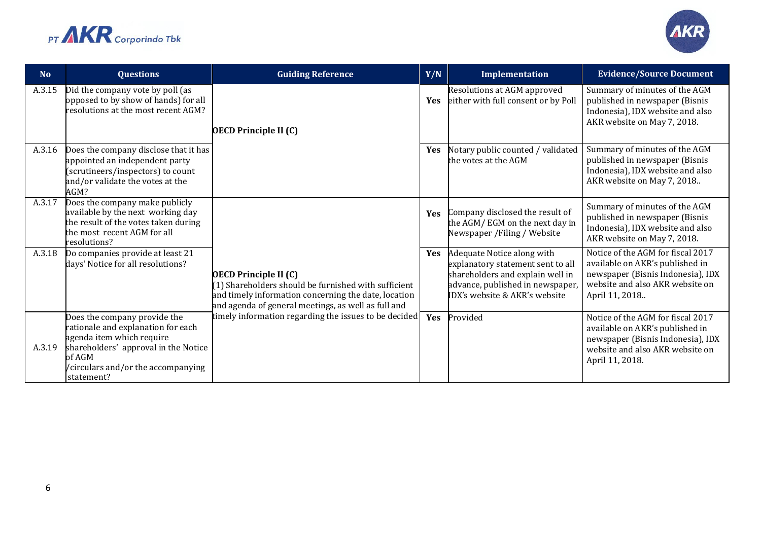| No | Questions | Guiding Reference | Y/N | Implementation | Evidence/Source Document |
|---|---|---|---|---|---|
| A.3.15 | Did the company vote by poll (as opposed to by show of hands) for all resolutions at the most recent AGM? | **OECD Principle II (C)** | **Yes** | Resolutions at AGM approved either with full consent or by Poll | Summary of minutes of the AGM published in newspaper (Bisnis Indonesia), IDX website and also AKR website on May 7, 2018. |
| A.3.16 | Does the company disclose that it has appointed an independent party (scrutineers/inspectors) to count and/or validate the votes at the AGM? | | **Yes** | Notary public counted / validated the votes at the AGM | Summary of minutes of the AGM published in newspaper (Bisnis Indonesia), IDX website and also AKR website on May 7, 2018.. |
| A.3.17 | Does the company make publicly available by the next working day the result of the votes taken during the most recent AGM for all resolutions? | **OECD Principle II (C)**<br>(1) Shareholders should be furnished with sufficient and timely information concerning the date, location and agenda of general meetings, as well as full and timely information regarding the issues to be decided | **Yes** | Company disclosed the result of the AGM/ EGM on the next day in Newspaper /Filing / Website | Summary of minutes of the AGM published in newspaper (Bisnis Indonesia), IDX website and also AKR website on May 7, 2018. |
| A.3.18 | Do companies provide at least 21 days' Notice for all resolutions? | | **Yes** | Adequate Notice along with explanatory statement sent to all shareholders and explain well in advance, published in newspaper, IDX's website & AKR's website | Notice of the AGM for fiscal 2017 available on AKR's published in newspaper (Bisnis Indonesia), IDX website and also AKR website on April 11, 2018.. |
| A.3.19 | Does the company provide the rationale and explanation for each agenda item which require shareholders' approval in the Notice of AGM /circulars and/or the accompanying statement? | | **Yes** | Provided | Notice of the AGM for fiscal 2017 available on AKR's published in newspaper (Bisnis Indonesia), IDX website and also AKR website on April 11, 2018. |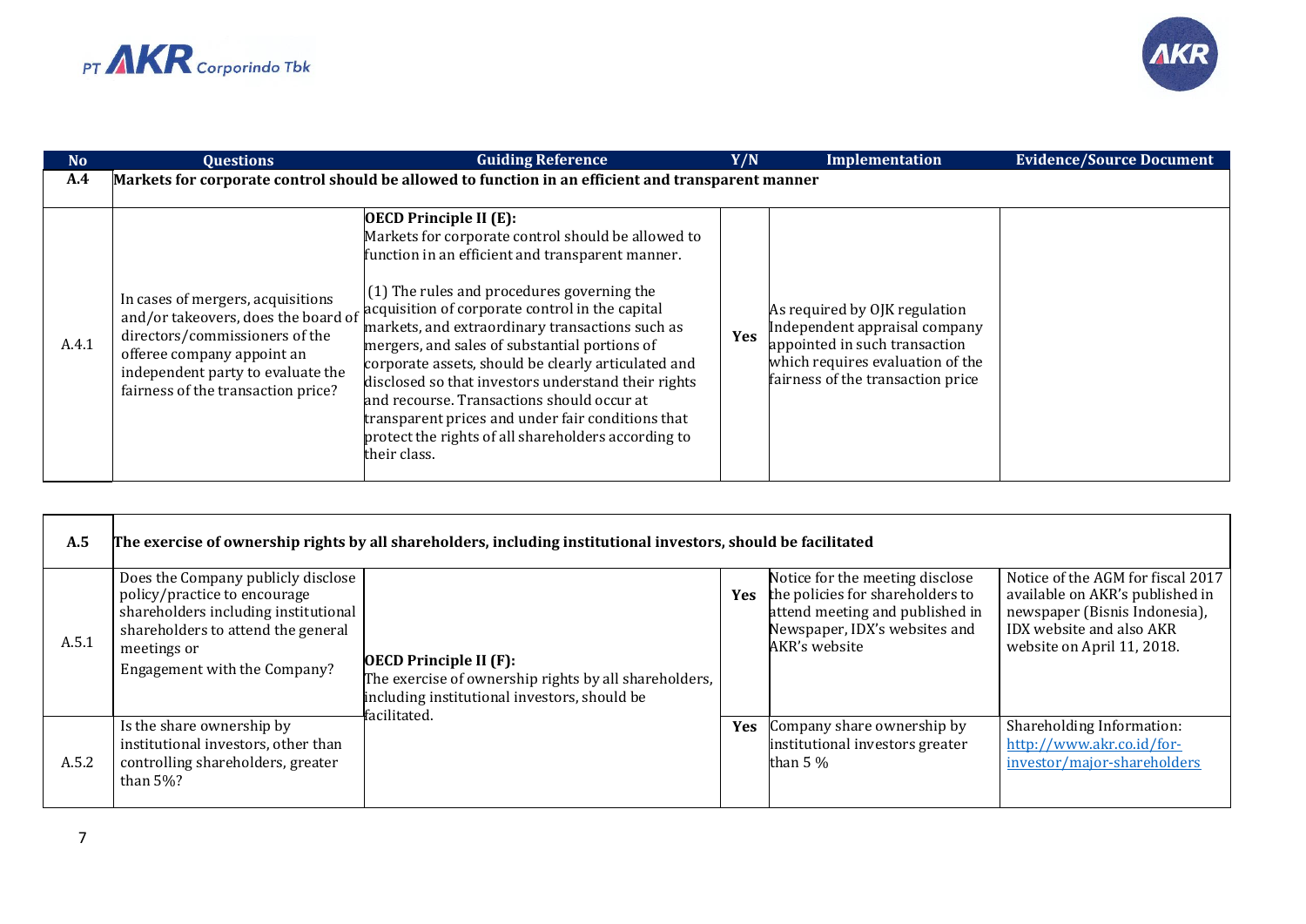| No | Questions | Guiding Reference | Y/N | Implementation | Evidence/Source Document |
|---|---|---|---|---|---|
| **A.4** | **Markets for corporate control should be allowed to function in an efficient and transparent manner** | | | | |
| A.4.1 | In cases of mergers, acquisitions and/or takeovers, does the board of directors/commissioners of the offeree company appoint an independent party to evaluate the fairness of the transaction price? | **OECD Principle II (E):** Markets for corporate control should be allowed to function in an efficient and transparent manner. (1) The rules and procedures governing the acquisition of corporate control in the capital markets, and extraordinary transactions such as mergers, and sales of substantial portions of corporate assets, should be clearly articulated and disclosed so that investors understand their rights and recourse. Transactions should occur at transparent prices and under fair conditions that protect the rights of all shareholders according to their class. | **Yes** | As required by OJK regulation Independent appraisal company appointed in such transaction which requires evaluation of the fairness of the transaction price | |

| No | Questions | Guiding Reference | Y/N | Implementation | Evidence/Source Document |
|---|---|---|---|---|---|
| **A.5** | **The exercise of ownership rights by all shareholders, including institutional investors, should be facilitated** | | | | |
| A.5.1 | Does the Company publicly disclose policy/practice to encourage shareholders including institutional shareholders to attend the general meetings or Engagement with the Company? | **OECD Principle II (F):** The exercise of ownership rights by all shareholders, including institutional investors, should be facilitated. | **Yes** | Notice for the meeting disclose the policies for shareholders to attend meeting and published in Newspaper, IDX's websites and AKR's website | Notice of the AGM for fiscal 2017 available on AKR's published in newspaper (Bisnis Indonesia), IDX website and also AKR website on April 11, 2018. |
| A.5.2 | Is the share ownership by institutional investors, other than controlling shareholders, greater than 5%? | | **Yes** | Company share ownership by institutional investors greater than 5 % | Shareholding Information: http://www.akr.co.id/for-investor/major-shareholders |